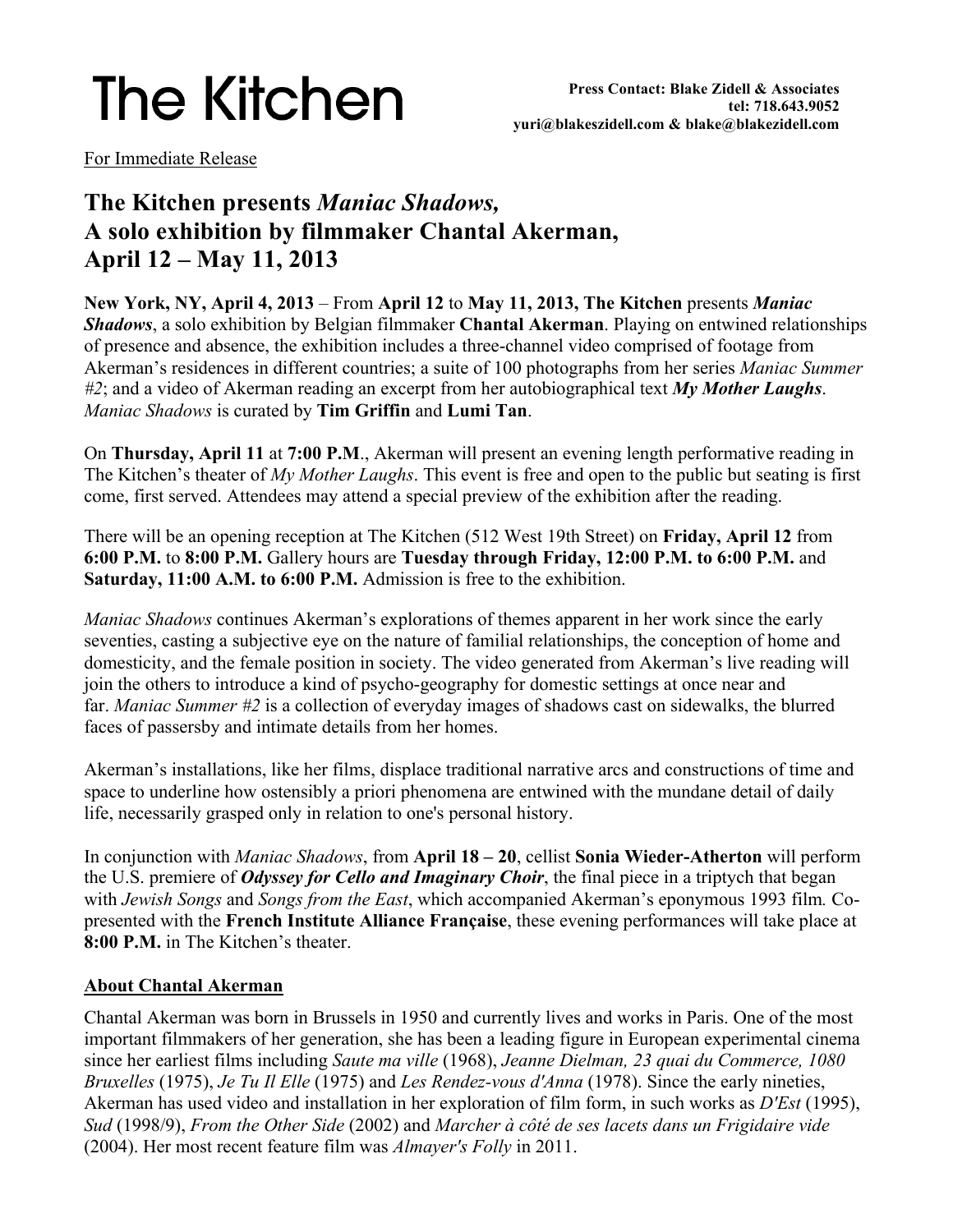# The Kitchen

**Press Contact: Blake Zidell & Associates**
**tel: 718.643.9052**
**yuri@blakeszidell.com & blake@blakezidell.com**

For Immediate Release

## The Kitchen presents *Maniac Shadows*, A solo exhibition by filmmaker Chantal Akerman, April 12 – May 11, 2013

**New York, NY, April 4, 2013** – From **April 12** to **May 11, 2013, The Kitchen** presents ***Maniac Shadows***, a solo exhibition by Belgian filmmaker **Chantal Akerman**. Playing on entwined relationships of presence and absence, the exhibition includes a three-channel video comprised of footage from Akerman's residences in different countries; a suite of 100 photographs from her series *Maniac Summer #2*; and a video of Akerman reading an excerpt from her autobiographical text ***My Mother Laughs***. *Maniac Shadows* is curated by **Tim Griffin** and **Lumi Tan**.

On **Thursday, April 11** at **7:00 P.M**., Akerman will present an evening length performative reading in The Kitchen's theater of *My Mother Laughs*. This event is free and open to the public but seating is first come, first served. Attendees may attend a special preview of the exhibition after the reading.

There will be an opening reception at The Kitchen (512 West 19th Street) on **Friday, April 12** from **6:00 P.M.** to **8:00 P.M.** Gallery hours are **Tuesday through Friday, 12:00 P.M. to 6:00 P.M.** and **Saturday, 11:00 A.M. to 6:00 P.M.** Admission is free to the exhibition.

*Maniac Shadows* continues Akerman's explorations of themes apparent in her work since the early seventies, casting a subjective eye on the nature of familial relationships, the conception of home and domesticity, and the female position in society. The video generated from Akerman's live reading will join the others to introduce a kind of psycho-geography for domestic settings at once near and far. *Maniac Summer #2* is a collection of everyday images of shadows cast on sidewalks, the blurred faces of passersby and intimate details from her homes.

Akerman's installations, like her films, displace traditional narrative arcs and constructions of time and space to underline how ostensibly a priori phenomena are entwined with the mundane detail of daily life, necessarily grasped only in relation to one's personal history.

In conjunction with *Maniac Shadows*, from **April 18 – 20**, cellist **Sonia Wieder-Atherton** will perform the U.S. premiere of ***Odyssey for Cello and Imaginary Choir***, the final piece in a triptych that began with *Jewish Songs* and *Songs from the East*, which accompanied Akerman's eponymous 1993 film*.* Co-presented with the **French Institute Alliance Française**, these evening performances will take place at **8:00 P.M.** in The Kitchen's theater.

### About Chantal Akerman

Chantal Akerman was born in Brussels in 1950 and currently lives and works in Paris. One of the most important filmmakers of her generation, she has been a leading figure in European experimental cinema since her earliest films including *Saute ma ville* (1968), *Jeanne Dielman, 23 quai du Commerce, 1080 Bruxelles* (1975), *Je Tu Il Elle* (1975) and *Les Rendez-vous d'Anna* (1978). Since the early nineties, Akerman has used video and installation in her exploration of film form, in such works as *D'Est* (1995), *Sud* (1998/9), *From the Other Side* (2002) and *Marcher à côté de ses lacets dans un Frigidaire vide* (2004). Her most recent feature film was *Almayer's Folly* in 2011.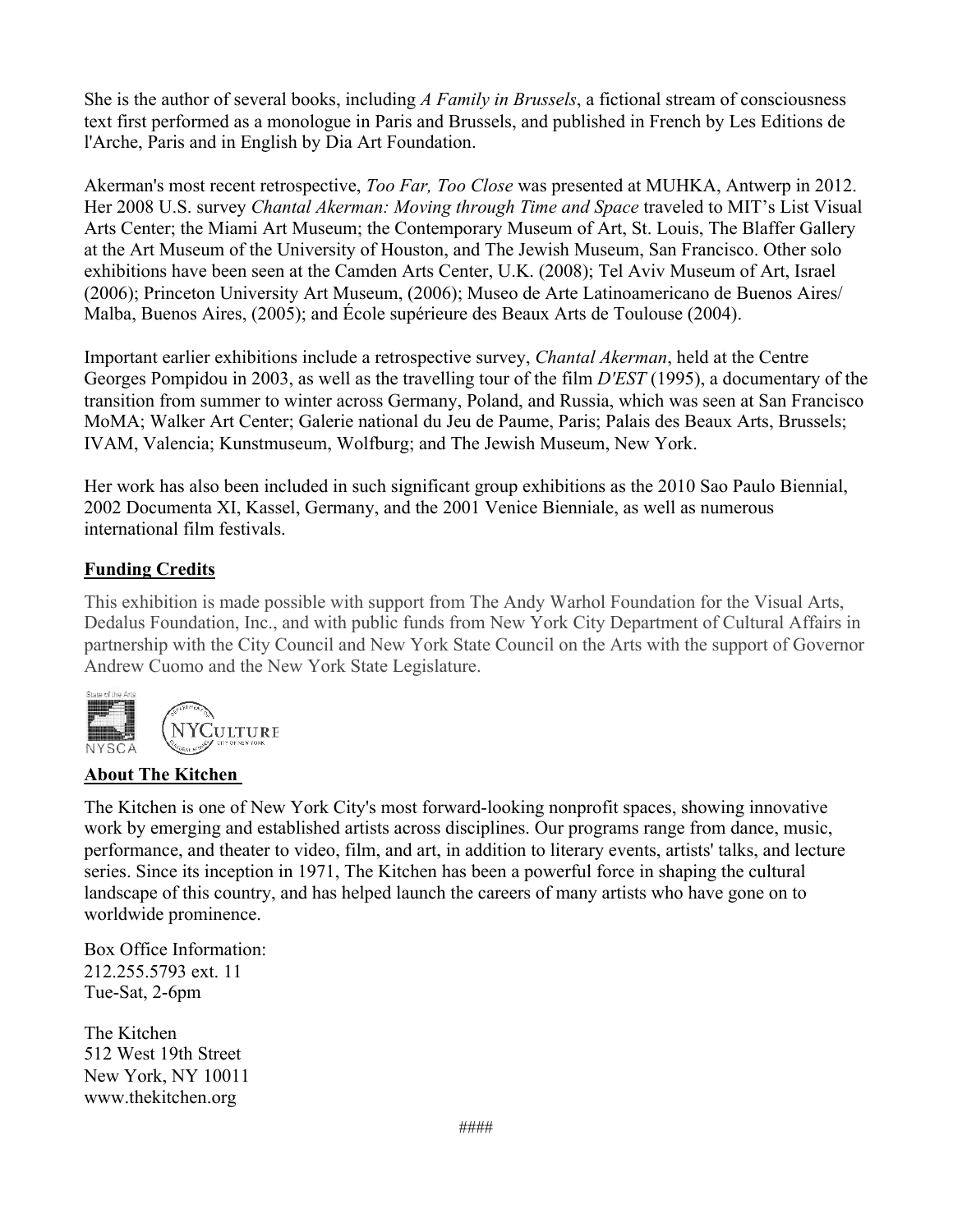She is the author of several books, including *A Family in Brussels*, a fictional stream of consciousness text first performed as a monologue in Paris and Brussels, and published in French by Les Editions de l'Arche, Paris and in English by Dia Art Foundation.

Akerman's most recent retrospective, *Too Far, Too Close* was presented at MUHKA, Antwerp in 2012. Her 2008 U.S. survey *Chantal Akerman: Moving through Time and Space* traveled to MIT's List Visual Arts Center; the Miami Art Museum; the Contemporary Museum of Art, St. Louis, The Blaffer Gallery at the Art Museum of the University of Houston, and The Jewish Museum, San Francisco. Other solo exhibitions have been seen at the Camden Arts Center, U.K. (2008); Tel Aviv Museum of Art, Israel (2006); Princeton University Art Museum, (2006); Museo de Arte Latinoamericano de Buenos Aires/ Malba, Buenos Aires, (2005); and École supérieure des Beaux Arts de Toulouse (2004).

Important earlier exhibitions include a retrospective survey, *Chantal Akerman*, held at the Centre Georges Pompidou in 2003, as well as the travelling tour of the film *D'EST* (1995), a documentary of the transition from summer to winter across Germany, Poland, and Russia, which was seen at San Francisco MoMA; Walker Art Center; Galerie national du Jeu de Paume, Paris; Palais des Beaux Arts, Brussels; IVAM, Valencia; Kunstmuseum, Wolfburg; and The Jewish Museum, New York.

Her work has also been included in such significant group exhibitions as the 2010 Sao Paulo Biennial, 2002 Documenta XI, Kassel, Germany, and the 2001 Venice Bienniale, as well as numerous international film festivals.

**Funding Credits**

This exhibition is made possible with support from The Andy Warhol Foundation for the Visual Arts, Dedalus Foundation, Inc., and with public funds from New York City Department of Cultural Affairs in partnership with the City Council and New York State Council on the Arts with the support of Governor Andrew Cuomo and the New York State Legislature.

**About The Kitchen**

The Kitchen is one of New York City's most forward-looking nonprofit spaces, showing innovative work by emerging and established artists across disciplines. Our programs range from dance, music, performance, and theater to video, film, and art, in addition to literary events, artists' talks, and lecture series. Since its inception in 1971, The Kitchen has been a powerful force in shaping the cultural landscape of this country, and has helped launch the careers of many artists who have gone on to worldwide prominence.

Box Office Information:
212.255.5793 ext. 11
Tue-Sat, 2-6pm

The Kitchen
512 West 19th Street
New York, NY 10011
www.thekitchen.org

####